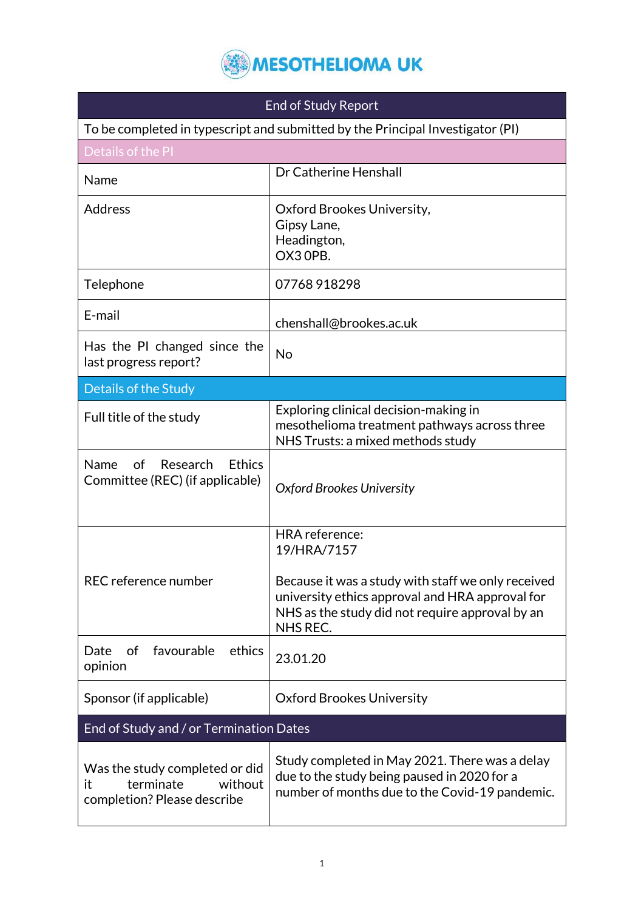MESOTHELIOMA UK

| End of Study Report | |
|---|---|
| To be completed in typescript and submitted by the Principal Investigator (PI) | |
| **Details of the PI** | |
| Name | Dr Catherine Henshall |
| Address | Oxford Brookes University,<br>Gipsy Lane,<br>Headington,<br>OX3 0PB. |
| Telephone | 07768 918298 |
| E-mail | chenshall@brookes.ac.uk |
| Has the PI changed since the last progress report? | No |
| **Details of the Study** | |
| Full title of the study | Exploring clinical decision-making in mesothelioma treatment pathways across three NHS Trusts: a mixed methods study |
| Name of Research Ethics Committee (REC) (if applicable) | *Oxford Brookes University* |
| REC reference number | HRA reference:<br>19/HRA/7157<br><br>Because it was a study with staff we only received university ethics approval and HRA approval for NHS as the study did not require approval by an NHS REC. |
| Date of favourable ethics opinion | 23.01.20 |
| Sponsor (if applicable) | Oxford Brookes University |
| **End of Study and / or Termination Dates** | |
| Was the study completed or did it terminate without completion? Please describe | Study completed in May 2021. There was a delay due to the study being paused in 2020 for a number of months due to the Covid-19 pandemic. |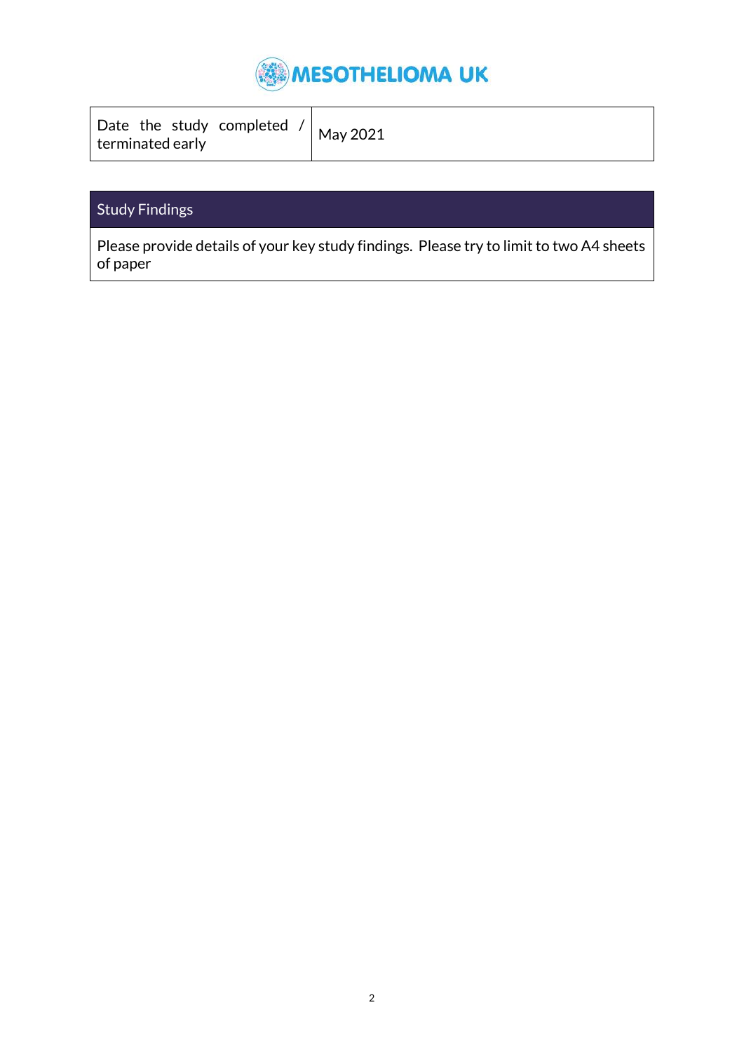| Date the study completed / terminated early | May 2021 |
| --- | --- |

| Study Findings |
| --- |
| Please provide details of your key study findings. Please try to limit to two A4 sheets of paper |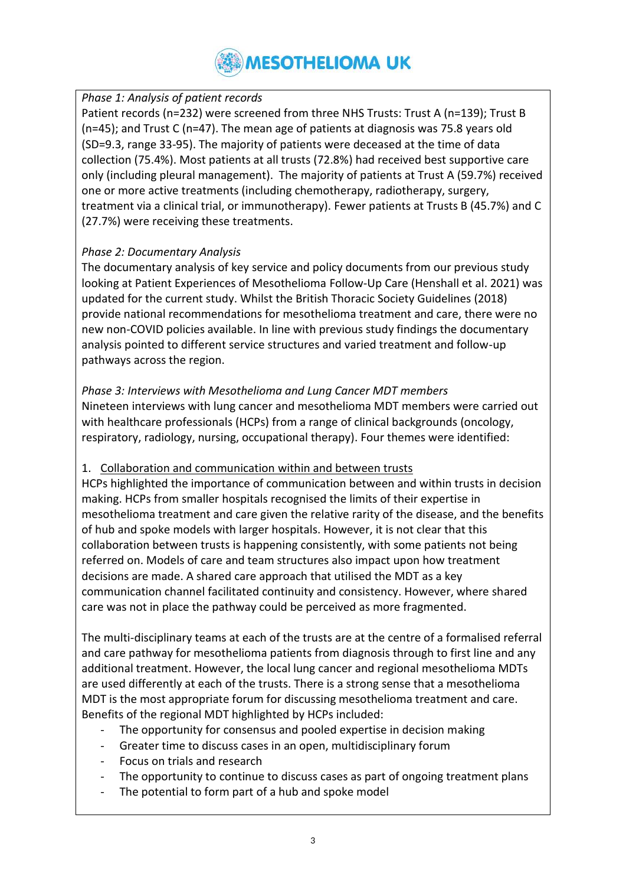*Phase 1: Analysis of patient records*

Patient records (n=232) were screened from three NHS Trusts: Trust A (n=139); Trust B (n=45); and Trust C (n=47). The mean age of patients at diagnosis was 75.8 years old (SD=9.3, range 33-95). The majority of patients were deceased at the time of data collection (75.4%). Most patients at all trusts (72.8%) had received best supportive care only (including pleural management). The majority of patients at Trust A (59.7%) received one or more active treatments (including chemotherapy, radiotherapy, surgery, treatment via a clinical trial, or immunotherapy). Fewer patients at Trusts B (45.7%) and C (27.7%) were receiving these treatments.

*Phase 2: Documentary Analysis*

The documentary analysis of key service and policy documents from our previous study looking at Patient Experiences of Mesothelioma Follow-Up Care (Henshall et al. 2021) was updated for the current study. Whilst the British Thoracic Society Guidelines (2018) provide national recommendations for mesothelioma treatment and care, there were no new non-COVID policies available. In line with previous study findings the documentary analysis pointed to different service structures and varied treatment and follow-up pathways across the region.

*Phase 3: Interviews with Mesothelioma and Lung Cancer MDT members*

Nineteen interviews with lung cancer and mesothelioma MDT members were carried out with healthcare professionals (HCPs) from a range of clinical backgrounds (oncology, respiratory, radiology, nursing, occupational therapy). Four themes were identified:

1. Collaboration and communication within and between trusts

HCPs highlighted the importance of communication between and within trusts in decision making. HCPs from smaller hospitals recognised the limits of their expertise in mesothelioma treatment and care given the relative rarity of the disease, and the benefits of hub and spoke models with larger hospitals. However, it is not clear that this collaboration between trusts is happening consistently, with some patients not being referred on. Models of care and team structures also impact upon how treatment decisions are made. A shared care approach that utilised the MDT as a key communication channel facilitated continuity and consistency. However, where shared care was not in place the pathway could be perceived as more fragmented.

The multi-disciplinary teams at each of the trusts are at the centre of a formalised referral and care pathway for mesothelioma patients from diagnosis through to first line and any additional treatment. However, the local lung cancer and regional mesothelioma MDTs are used differently at each of the trusts. There is a strong sense that a mesothelioma MDT is the most appropriate forum for discussing mesothelioma treatment and care. Benefits of the regional MDT highlighted by HCPs included:

- The opportunity for consensus and pooled expertise in decision making
- Greater time to discuss cases in an open, multidisciplinary forum
- Focus on trials and research
- The opportunity to continue to discuss cases as part of ongoing treatment plans
- The potential to form part of a hub and spoke model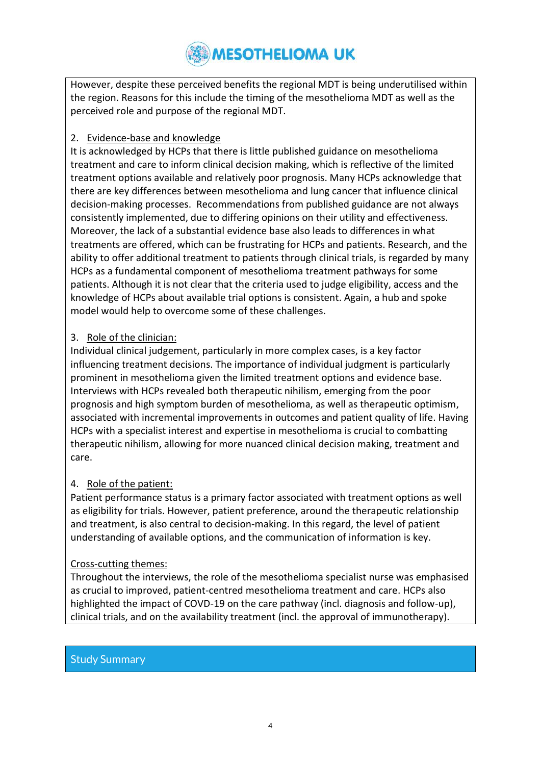However, despite these perceived benefits the regional MDT is being underutilised within the region. Reasons for this include the timing of the mesothelioma MDT as well as the perceived role and purpose of the regional MDT.

2. Evidence-base and knowledge

It is acknowledged by HCPs that there is little published guidance on mesothelioma treatment and care to inform clinical decision making, which is reflective of the limited treatment options available and relatively poor prognosis. Many HCPs acknowledge that there are key differences between mesothelioma and lung cancer that influence clinical decision-making processes. Recommendations from published guidance are not always consistently implemented, due to differing opinions on their utility and effectiveness. Moreover, the lack of a substantial evidence base also leads to differences in what treatments are offered, which can be frustrating for HCPs and patients. Research, and the ability to offer additional treatment to patients through clinical trials, is regarded by many HCPs as a fundamental component of mesothelioma treatment pathways for some patients. Although it is not clear that the criteria used to judge eligibility, access and the knowledge of HCPs about available trial options is consistent. Again, a hub and spoke model would help to overcome some of these challenges.

3. Role of the clinician:

Individual clinical judgement, particularly in more complex cases, is a key factor influencing treatment decisions. The importance of individual judgment is particularly prominent in mesothelioma given the limited treatment options and evidence base. Interviews with HCPs revealed both therapeutic nihilism, emerging from the poor prognosis and high symptom burden of mesothelioma, as well as therapeutic optimism, associated with incremental improvements in outcomes and patient quality of life. Having HCPs with a specialist interest and expertise in mesothelioma is crucial to combatting therapeutic nihilism, allowing for more nuanced clinical decision making, treatment and care.

4. Role of the patient:

Patient performance status is a primary factor associated with treatment options as well as eligibility for trials. However, patient preference, around the therapeutic relationship and treatment, is also central to decision-making. In this regard, the level of patient understanding of available options, and the communication of information is key.

Cross-cutting themes:

Throughout the interviews, the role of the mesothelioma specialist nurse was emphasised as crucial to improved, patient-centred mesothelioma treatment and care. HCPs also highlighted the impact of COVID-19 on the care pathway (incl. diagnosis and follow-up), clinical trials, and on the availability treatment (incl. the approval of immunotherapy).

## Study Summary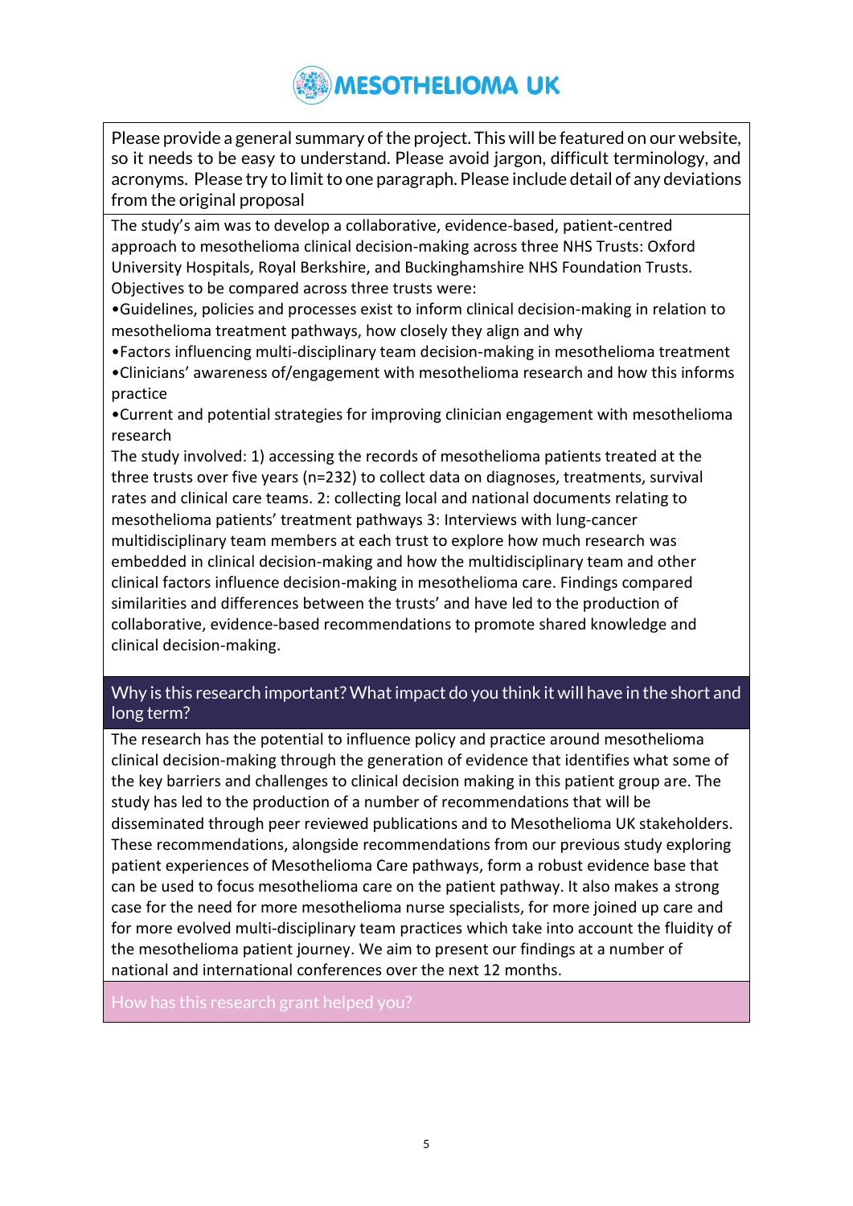# MESOTHELIOMA UK

**Please provide a general summary of the project. This will be featured on our website, so it needs to be easy to understand. Please avoid jargon, difficult terminology, and acronyms. Please try to limit to one paragraph. Please include detail of any deviations from the original proposal**

The study's aim was to develop a collaborative, evidence-based, patient-centred approach to mesothelioma clinical decision-making across three NHS Trusts: Oxford University Hospitals, Royal Berkshire, and Buckinghamshire NHS Foundation Trusts. Objectives to be compared across three trusts were:

- Guidelines, policies and processes exist to inform clinical decision-making in relation to mesothelioma treatment pathways, how closely they align and why
- Factors influencing multi-disciplinary team decision-making in mesothelioma treatment
- Clinicians' awareness of/engagement with mesothelioma research and how this informs practice
- Current and potential strategies for improving clinician engagement with mesothelioma research

The study involved: 1) accessing the records of mesothelioma patients treated at the three trusts over five years (n=232) to collect data on diagnoses, treatments, survival rates and clinical care teams. 2: collecting local and national documents relating to mesothelioma patients' treatment pathways 3: Interviews with lung-cancer multidisciplinary team members at each trust to explore how much research was embedded in clinical decision-making and how the multidisciplinary team and other clinical factors influence decision-making in mesothelioma care. Findings compared similarities and differences between the trusts' and have led to the production of collaborative, evidence-based recommendations to promote shared knowledge and clinical decision-making.

**Why is this research important? What impact do you think it will have in the short and long term?**

The research has the potential to influence policy and practice around mesothelioma clinical decision-making through the generation of evidence that identifies what some of the key barriers and challenges to clinical decision making in this patient group are. The study has led to the production of a number of recommendations that will be disseminated through peer reviewed publications and to Mesothelioma UK stakeholders. These recommendations, alongside recommendations from our previous study exploring patient experiences of Mesothelioma Care pathways, form a robust evidence base that can be used to focus mesothelioma care on the patient pathway. It also makes a strong case for the need for more mesothelioma nurse specialists, for more joined up care and for more evolved multi-disciplinary team practices which take into account the fluidity of the mesothelioma patient journey. We aim to present our findings at a number of national and international conferences over the next 12 months.

**How has this research grant helped you?**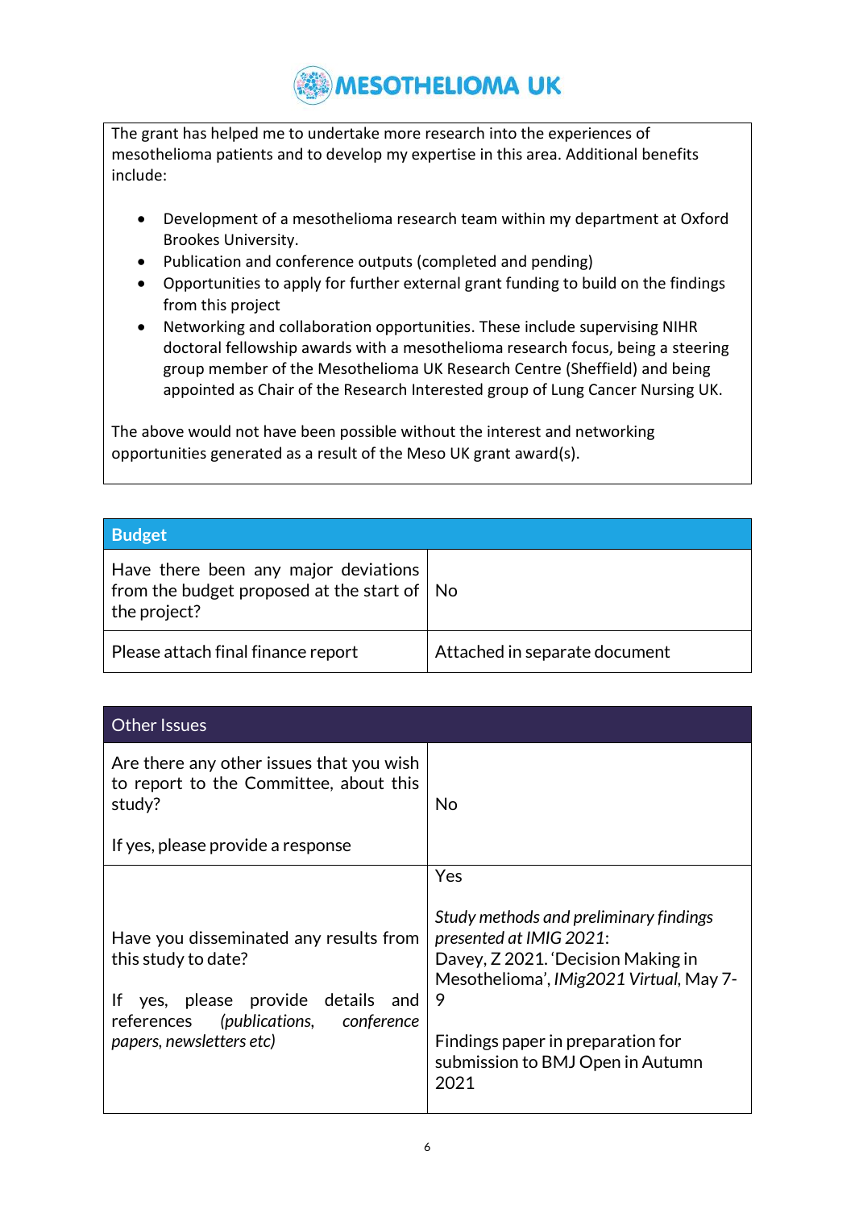The grant has helped me to undertake more research into the experiences of mesothelioma patients and to develop my expertise in this area. Additional benefits include:

- Development of a mesothelioma research team within my department at Oxford Brookes University.
- Publication and conference outputs (completed and pending)
- Opportunities to apply for further external grant funding to build on the findings from this project
- Networking and collaboration opportunities. These include supervising NIHR doctoral fellowship awards with a mesothelioma research focus, being a steering group member of the Mesothelioma UK Research Centre (Sheffield) and being appointed as Chair of the Research Interested group of Lung Cancer Nursing UK.

The above would not have been possible without the interest and networking opportunities generated as a result of the Meso UK grant award(s).

| Budget | |
|---|---|
| Have there been any major deviations from the budget proposed at the start of the project? | No |
| Please attach final finance report | Attached in separate document |

| Other Issues | |
|---|---|
| Are there any other issues that you wish to report to the Committee, about this study?<br><br>If yes, please provide a response | No |
| Have you disseminated any results from this study to date?<br><br>If yes, please provide details and references *(publications, conference papers, newsletters etc)* | Yes<br><br>*Study methods and preliminary findings presented at IMIG 2021*:<br>Davey, Z 2021. 'Decision Making in Mesothelioma', *IMig2021 Virtual*, May 7-9<br><br>Findings paper in preparation for submission to BMJ Open in Autumn 2021 |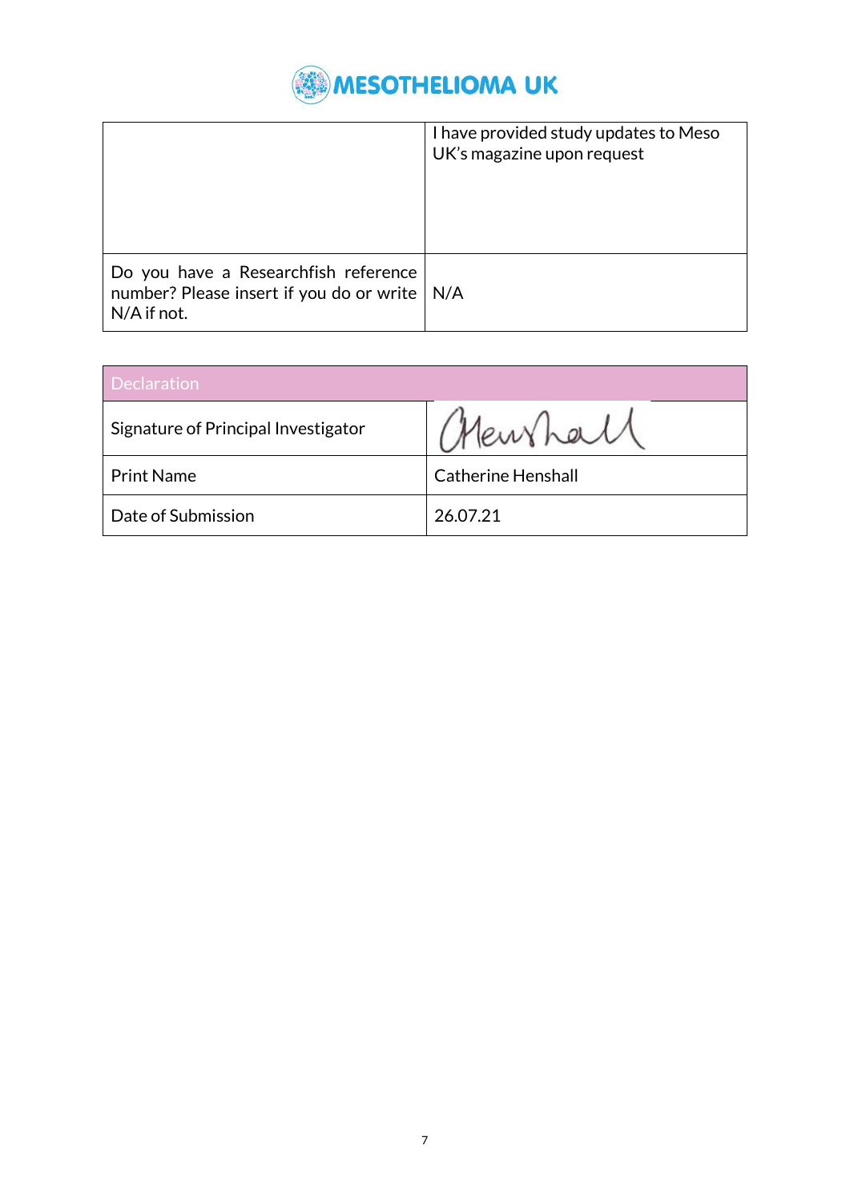| | |
|---|---|
| | I have provided study updates to Meso UK's magazine upon request |
| Do you have a Researchfish reference number? Please insert if you do or write N/A if not. | N/A |

| Declaration | |
|---|---|
| Signature of Principal Investigator | CHenshall |
| Print Name | Catherine Henshall |
| Date of Submission | 26.07.21 |